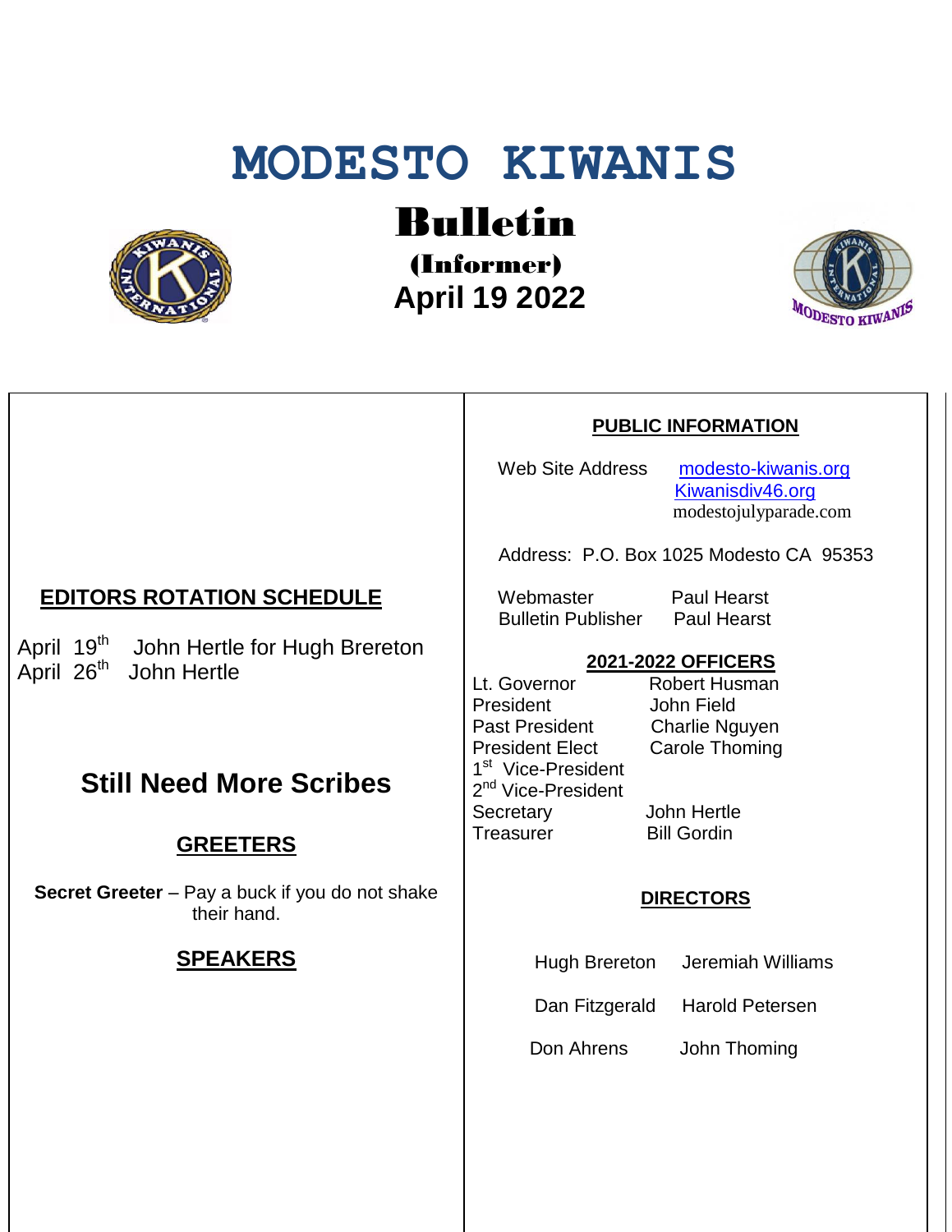# MODESTO KIWANIS

## Bulletin

**(Informer)**

**April 19 2022**

## EDITORS ROTATION SCHEDULE

April 19th John Hertle for Hugh Brereton
April 26th John Hertle

## Still Need More Scribes

## GREETERS

**Secret Greeter** – Pay a buck if you do not shake their hand.

## SPEAKERS

## PUBLIC INFORMATION

Web Site Address: modesto-kiwanis.org
Kiwanisdiv46.org
modestojulyparade.com

Address: P.O. Box 1025 Modesto CA 95353

| | |
|---|---|
| Webmaster | Paul Hearst |
| Bulletin Publisher | Paul Hearst |

## 2021-2022 OFFICERS

| | |
|---|---|
| Lt. Governor | Robert Husman |
| President | John Field |
| Past President | Charlie Nguyen |
| President Elect | Carole Thoming |
| 1st Vice-President | |
| 2nd Vice-President | |
| Secretary | John Hertle |
| Treasurer | Bill Gordin |

## DIRECTORS

| | |
|---|---|
| Hugh Brereton | Jeremiah Williams |
| Dan Fitzgerald | Harold Petersen |
| Don Ahrens | John Thoming |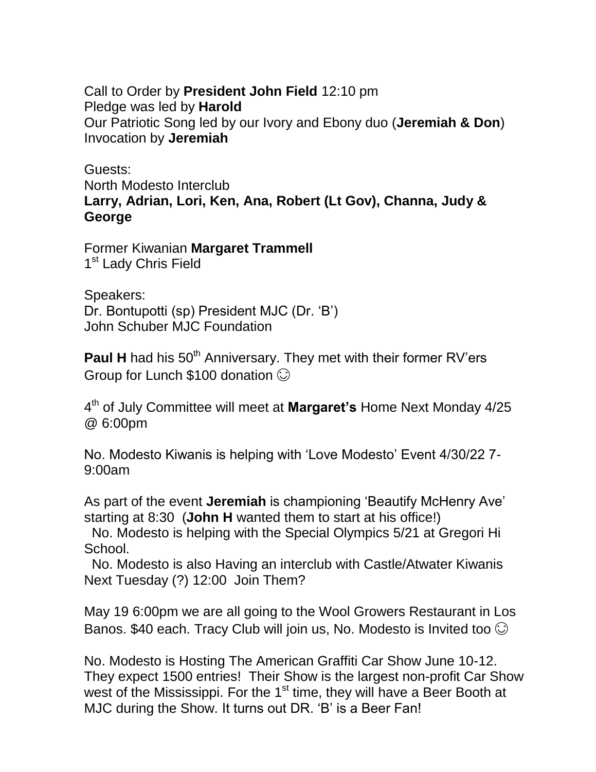Call to Order by **President John Field** 12:10 pm
Pledge was led by **Harold**
Our Patriotic Song led by our Ivory and Ebony duo (**Jeremiah & Don**)
Invocation by **Jeremiah**

Guests:
North Modesto Interclub
**Larry, Adrian, Lori, Ken, Ana, Robert (Lt Gov), Channa, Judy & George**

Former Kiwanian **Margaret Trammell**
1st Lady Chris Field

Speakers:
Dr. Bontupotti (sp) President MJC (Dr. 'B')
John Schuber MJC Foundation

**Paul H** had his 50th Anniversary. They met with their former RV'ers Group for Lunch $100 donation ☺

4th of July Committee will meet at **Margaret's** Home Next Monday 4/25 @ 6:00pm

No. Modesto Kiwanis is helping with 'Love Modesto' Event 4/30/22 7-9:00am

As part of the event **Jeremiah** is championing 'Beautify McHenry Ave' starting at 8:30 (**John H** wanted them to start at his office!)
No. Modesto is helping with the Special Olympics 5/21 at Gregori Hi School.
No. Modesto is also Having an interclub with Castle/Atwater Kiwanis Next Tuesday (?) 12:00 Join Them?

May 19 6:00pm we are all going to the Wool Growers Restaurant in Los Banos. $40 each. Tracy Club will join us, No. Modesto is Invited too ☺

No. Modesto is Hosting The American Graffiti Car Show June 10-12. They expect 1500 entries! Their Show is the largest non-profit Car Show west of the Mississippi. For the 1st time, they will have a Beer Booth at MJC during the Show. It turns out DR. 'B' is a Beer Fan!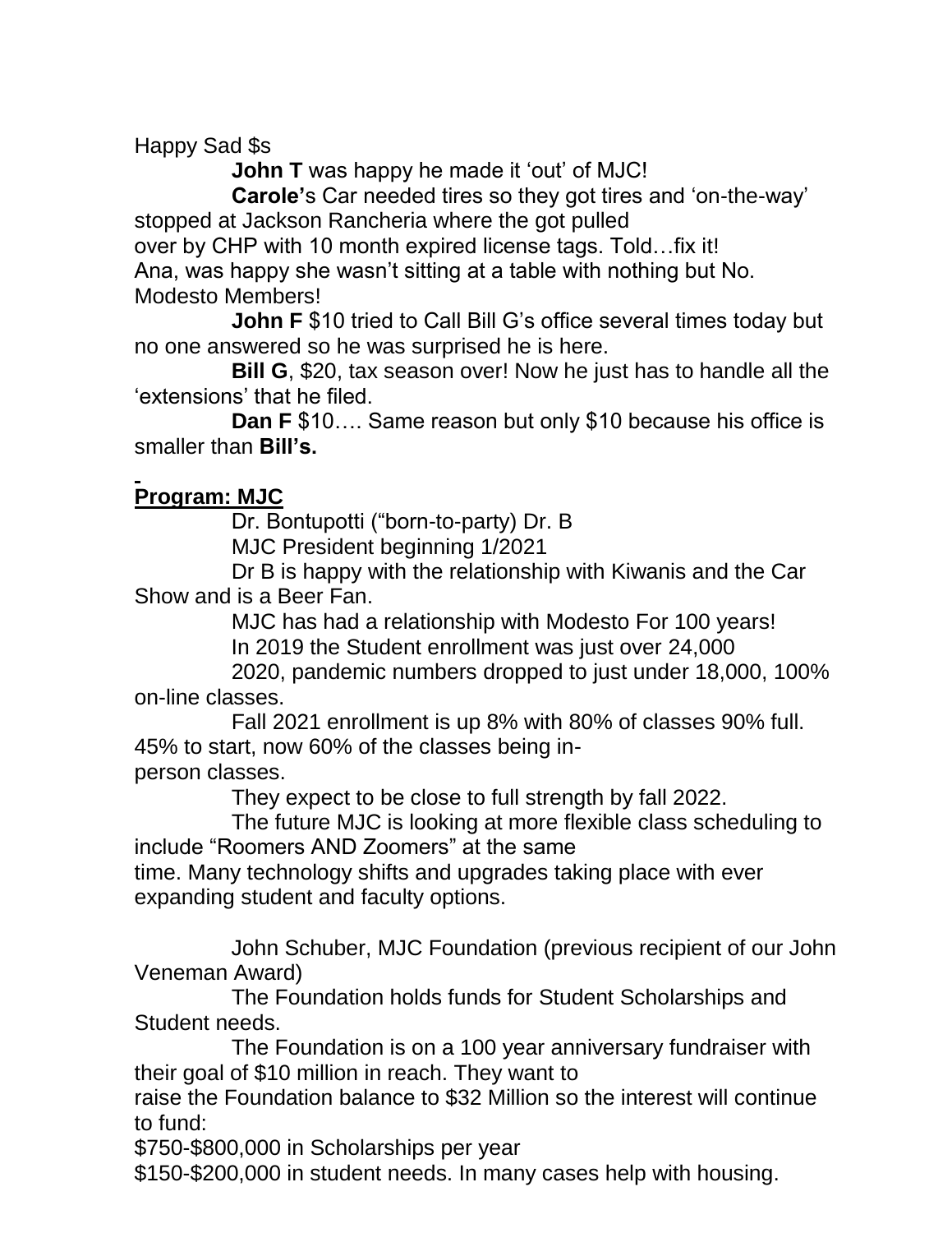Happy Sad $s

**John T** was happy he made it 'out' of MJC!

**Carole'**s Car needed tires so they got tires and 'on-the-way' stopped at Jackson Rancheria where the got pulled over by CHP with 10 month expired license tags. Told…fix it!

Ana, was happy she wasn't sitting at a table with nothing but No. Modesto Members!

**John F** $10 tried to Call Bill G's office several times today but no one answered so he was surprised he is here.

**Bill G**, $20, tax season over! Now he just has to handle all the 'extensions' that he filed.

**Dan F** $10…. Same reason but only $10 because his office is smaller than **Bill's.**

**Program: MJC**

Dr. Bontupotti ("born-to-party) Dr. B

MJC President beginning 1/2021

Dr B is happy with the relationship with Kiwanis and the Car Show and is a Beer Fan.

MJC has had a relationship with Modesto For 100 years!

In 2019 the Student enrollment was just over 24,000

2020, pandemic numbers dropped to just under 18,000, 100% on-line classes.

Fall 2021 enrollment is up 8% with 80% of classes 90% full. 45% to start, now 60% of the classes being in-person classes.

They expect to be close to full strength by fall 2022.

The future MJC is looking at more flexible class scheduling to include "Roomers AND Zoomers" at the same time. Many technology shifts and upgrades taking place with ever expanding student and faculty options.

John Schuber, MJC Foundation (previous recipient of our John Veneman Award)

The Foundation holds funds for Student Scholarships and Student needs.

The Foundation is on a 100 year anniversary fundraiser with their goal of $10 million in reach. They want to raise the Foundation balance to $32 Million so the interest will continue to fund:

$750-$800,000 in Scholarships per year

$150-$200,000 in student needs. In many cases help with housing.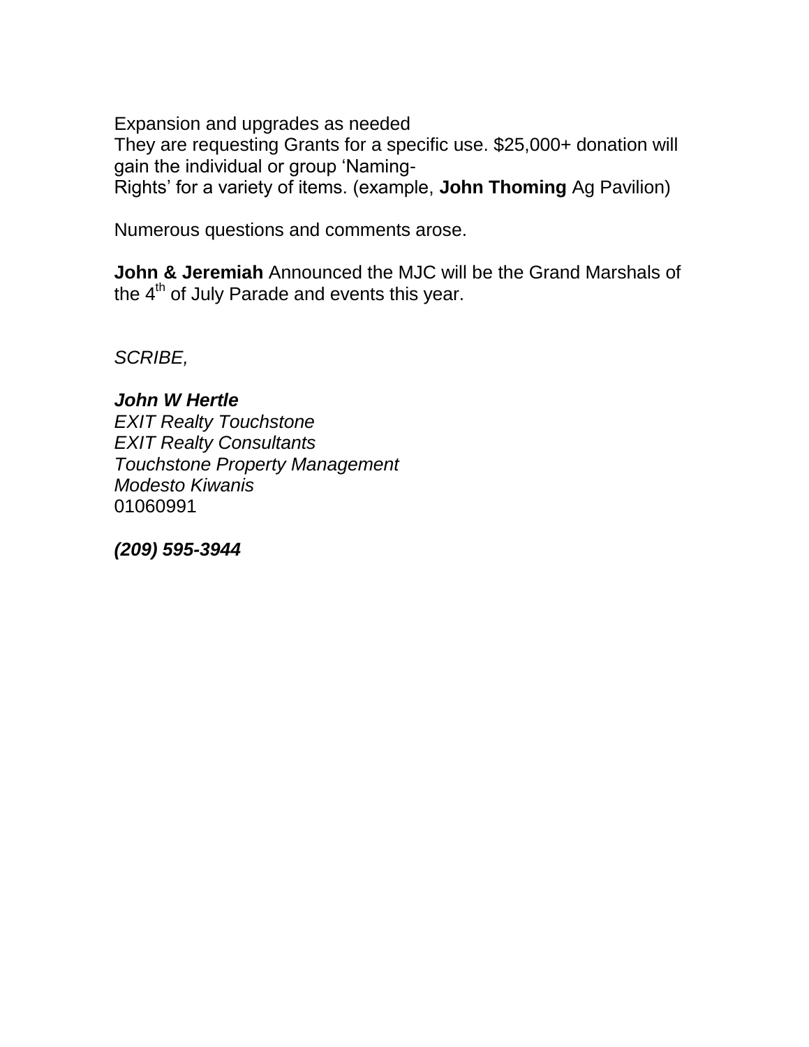Expansion and upgrades as needed
They are requesting Grants for a specific use. $25,000+ donation will gain the individual or group 'Naming-
Rights' for a variety of items. (example, **John Thoming** Ag Pavilion)

Numerous questions and comments arose.

**John & Jeremiah** Announced the MJC will be the Grand Marshals of the 4th of July Parade and events this year.

*SCRIBE,*

***John W Hertle***
*EXIT Realty Touchstone*
*EXIT Realty Consultants*
*Touchstone Property Management*
*Modesto Kiwanis*
01060991

***(209) 595-3944***